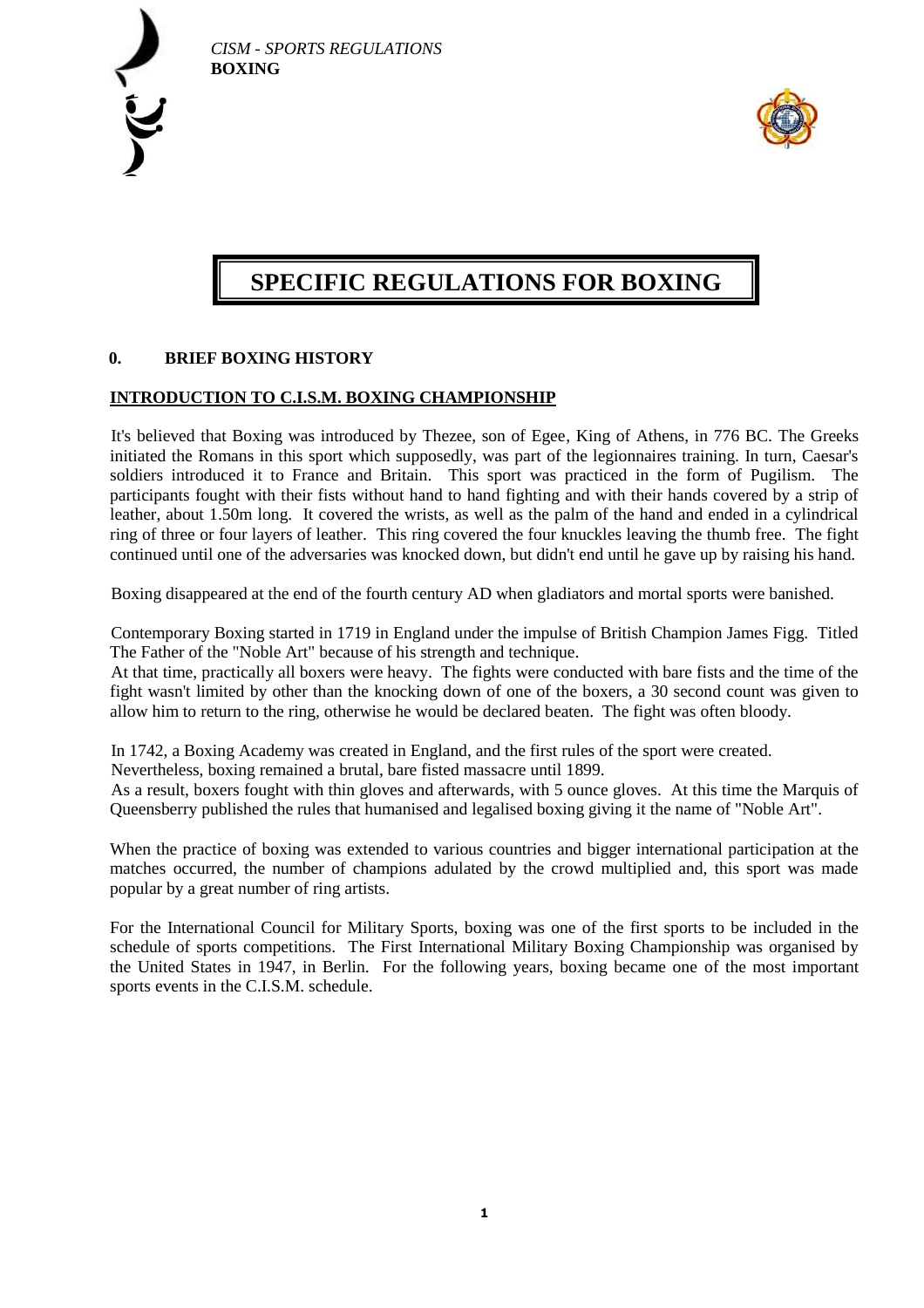# SPECIFIC REGULATIONS FOR BOXING

## 0. BRIEF BOXING HISTORY

### INTRODUCTION TO C.I.S.M. BOXING CHAMPIONSHIP

It's believed that Boxing was introduced by Thezee, son of Egee, King of Athens, in 776 BC. The Greeks initiated the Romans in this sport which supposedly, was part of the legionnaires training. In turn, Caesar's soldiers introduced it to France and Britain. This sport was practiced in the form of Pugilism. The participants fought with their fists without hand to hand fighting and with their hands covered by a strip of leather, about 1.50m long. It covered the wrists, as well as the palm of the hand and ended in a cylindrical ring of three or four layers of leather. This ring covered the four knuckles leaving the thumb free. The fight continued until one of the adversaries was knocked down, but didn't end until he gave up by raising his hand.

Boxing disappeared at the end of the fourth century AD when gladiators and mortal sports were banished.

Contemporary Boxing started in 1719 in England under the impulse of British Champion James Figg. Titled The Father of the "Noble Art" because of his strength and technique.

At that time, practically all boxers were heavy. The fights were conducted with bare fists and the time of the fight wasn't limited by other than the knocking down of one of the boxers, a 30 second count was given to allow him to return to the ring, otherwise he would be declared beaten. The fight was often bloody.

In 1742, a Boxing Academy was created in England, and the first rules of the sport were created.
Nevertheless, boxing remained a brutal, bare fisted massacre until 1899.
As a result, boxers fought with thin gloves and afterwards, with 5 ounce gloves. At this time the Marquis of Queensberry published the rules that humanised and legalised boxing giving it the name of "Noble Art".

When the practice of boxing was extended to various countries and bigger international participation at the matches occurred, the number of champions adulated by the crowd multiplied and, this sport was made popular by a great number of ring artists.

For the International Council for Military Sports, boxing was one of the first sports to be included in the schedule of sports competitions. The First International Military Boxing Championship was organised by the United States in 1947, in Berlin. For the following years, boxing became one of the most important sports events in the C.I.S.M. schedule.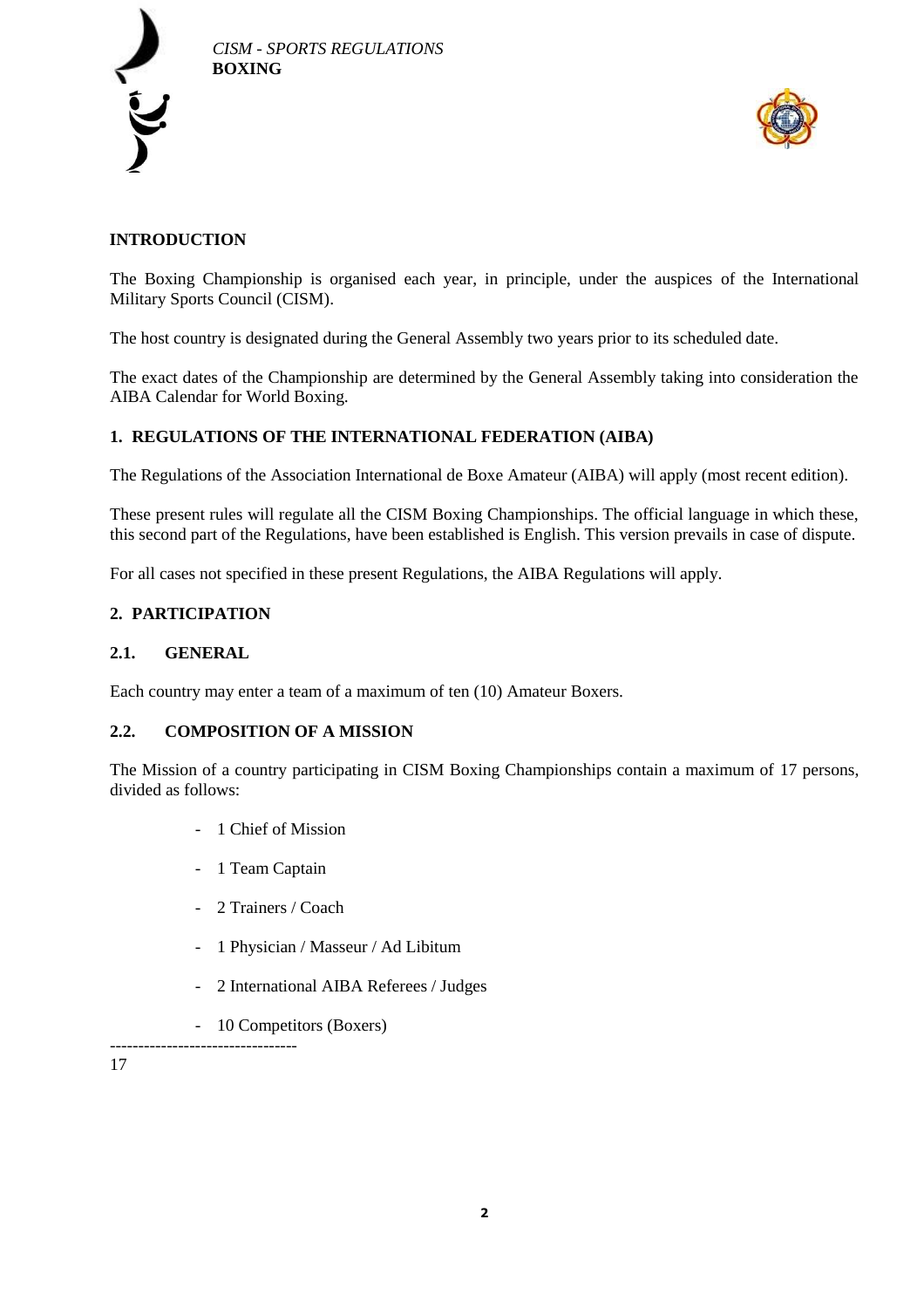## INTRODUCTION

The Boxing Championship is organised each year, in principle, under the auspices of the International Military Sports Council (CISM).

The host country is designated during the General Assembly two years prior to its scheduled date.

The exact dates of the Championship are determined by the General Assembly taking into consideration the AIBA Calendar for World Boxing.

## 1. REGULATIONS OF THE INTERNATIONAL FEDERATION (AIBA)

The Regulations of the Association International de Boxe Amateur (AIBA) will apply (most recent edition).

These present rules will regulate all the CISM Boxing Championships. The official language in which these, this second part of the Regulations, have been established is English. This version prevails in case of dispute.

For all cases not specified in these present Regulations, the AIBA Regulations will apply.

## 2. PARTICIPATION

### 2.1. GENERAL

Each country may enter a team of a maximum of ten (10) Amateur Boxers.

### 2.2. COMPOSITION OF A MISSION

The Mission of a country participating in CISM Boxing Championships contain a maximum of 17 persons, divided as follows:

- 1 Chief of Mission
- 1 Team Captain
- 2 Trainers / Coach
- 1 Physician / Masseur / Ad Libitum
- 2 International AIBA Referees / Judges
- 10 Competitors (Boxers)

---------------------------------

17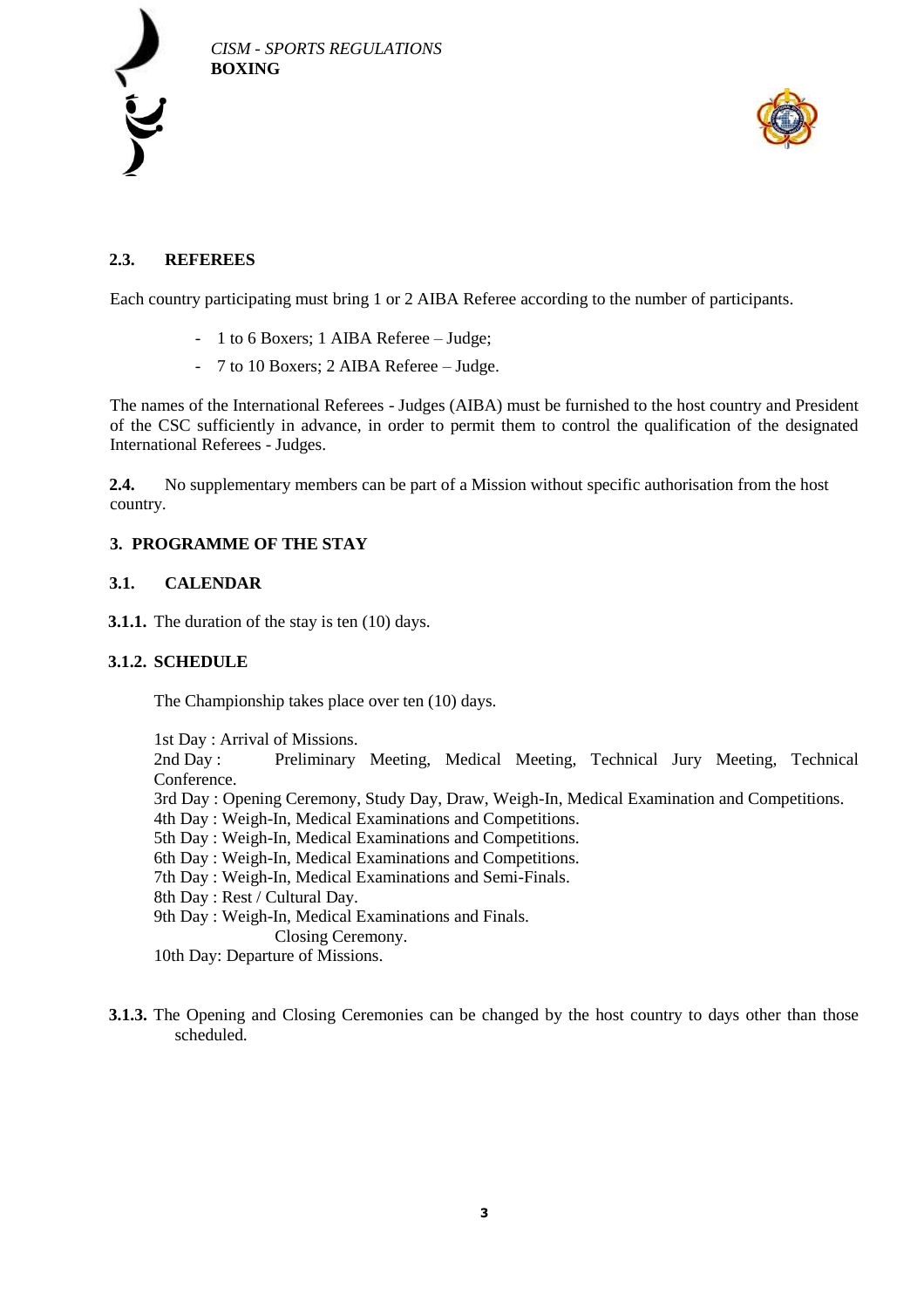### 2.3. REFEREES

Each country participating must bring 1 or 2 AIBA Referee according to the number of participants.

- 1 to 6 Boxers; 1 AIBA Referee – Judge;
- 7 to 10 Boxers; 2 AIBA Referee – Judge.

The names of the International Referees - Judges (AIBA) must be furnished to the host country and President of the CSC sufficiently in advance, in order to permit them to control the qualification of the designated International Referees - Judges.

**2.4.** No supplementary members can be part of a Mission without specific authorisation from the host country.

## 3. PROGRAMME OF THE STAY

### 3.1. CALENDAR

**3.1.1.** The duration of the stay is ten (10) days.

#### 3.1.2. SCHEDULE

The Championship takes place over ten (10) days.

1st Day : Arrival of Missions.
2nd Day : Preliminary Meeting, Medical Meeting, Technical Jury Meeting, Technical Conference.
3rd Day : Opening Ceremony, Study Day, Draw, Weigh-In, Medical Examination and Competitions.
4th Day : Weigh-In, Medical Examinations and Competitions.
5th Day : Weigh-In, Medical Examinations and Competitions.
6th Day : Weigh-In, Medical Examinations and Competitions.
7th Day : Weigh-In, Medical Examinations and Semi-Finals.
8th Day : Rest / Cultural Day.
9th Day : Weigh-In, Medical Examinations and Finals.
Closing Ceremony.
10th Day: Departure of Missions.

**3.1.3.** The Opening and Closing Ceremonies can be changed by the host country to days other than those scheduled.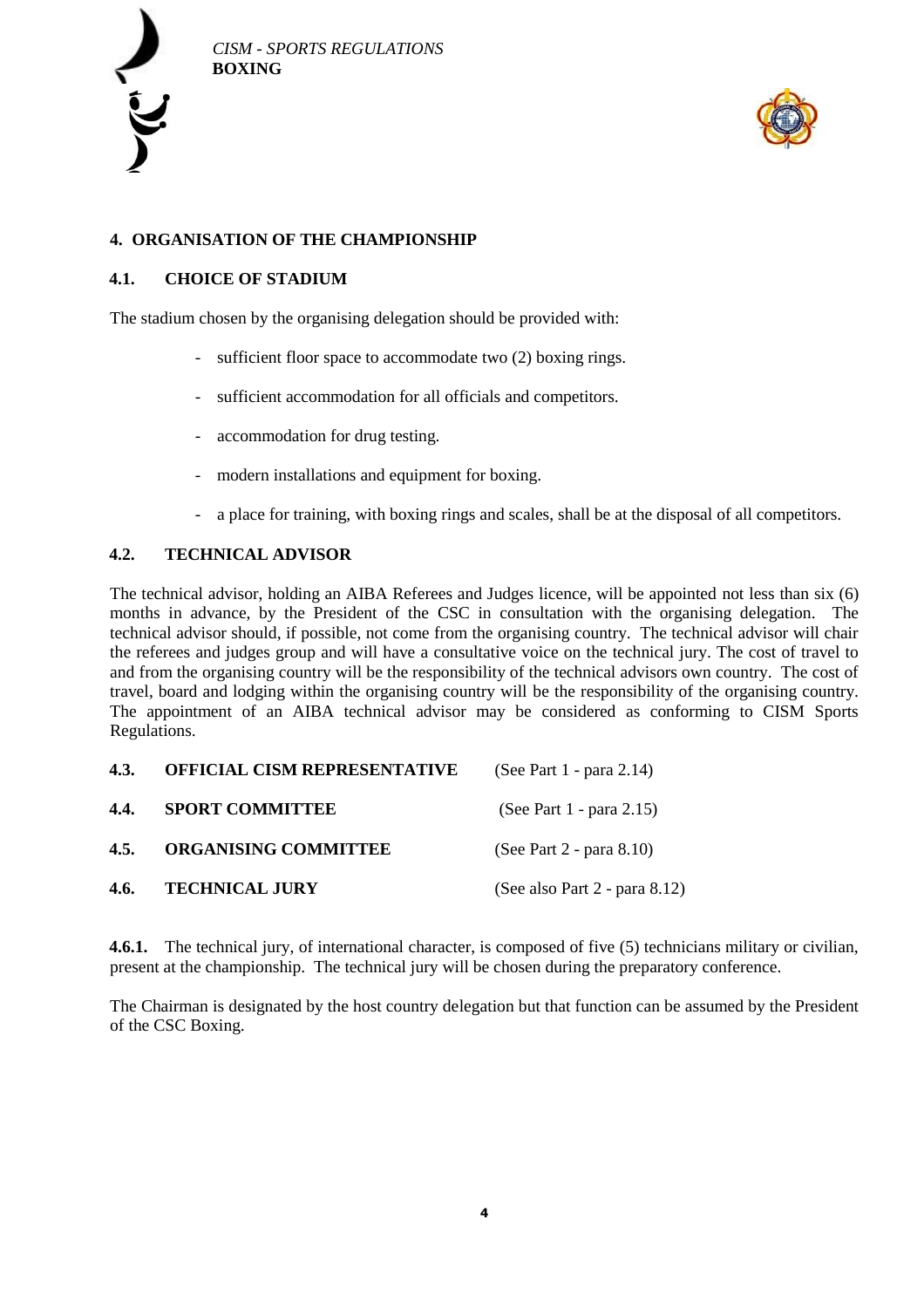## 4. ORGANISATION OF THE CHAMPIONSHIP

### 4.1. CHOICE OF STADIUM

The stadium chosen by the organising delegation should be provided with:

- sufficient floor space to accommodate two (2) boxing rings.
- sufficient accommodation for all officials and competitors.
- accommodation for drug testing.
- modern installations and equipment for boxing.
- a place for training, with boxing rings and scales, shall be at the disposal of all competitors.

### 4.2. TECHNICAL ADVISOR

The technical advisor, holding an AIBA Referees and Judges licence, will be appointed not less than six (6) months in advance, by the President of the CSC in consultation with the organising delegation. The technical advisor should, if possible, not come from the organising country. The technical advisor will chair the referees and judges group and will have a consultative voice on the technical jury. The cost of travel to and from the organising country will be the responsibility of the technical advisors own country. The cost of travel, board and lodging within the organising country will be the responsibility of the organising country. The appointment of an AIBA technical advisor may be considered as conforming to CISM Sports Regulations.

### 4.3. OFFICIAL CISM REPRESENTATIVE (See Part 1 - para 2.14)

### 4.4. SPORT COMMITTEE (See Part 1 - para 2.15)

### 4.5. ORGANISING COMMITTEE (See Part 2 - para 8.10)

### 4.6. TECHNICAL JURY (See also Part 2 - para 8.12)

**4.6.1.** The technical jury, of international character, is composed of five (5) technicians military or civilian, present at the championship. The technical jury will be chosen during the preparatory conference.

The Chairman is designated by the host country delegation but that function can be assumed by the President of the CSC Boxing.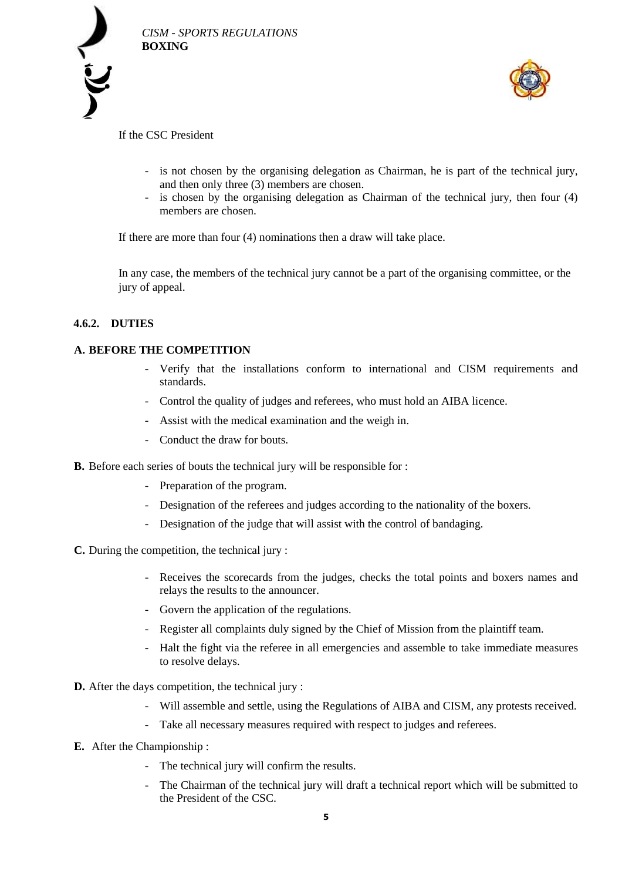If the CSC President

- is not chosen by the organising delegation as Chairman, he is part of the technical jury, and then only three (3) members are chosen.
- is chosen by the organising delegation as Chairman of the technical jury, then four (4) members are chosen.

If there are more than four (4) nominations then a draw will take place.

In any case, the members of the technical jury cannot be a part of the organising committee, or the jury of appeal.

#### 4.6.2. DUTIES

**A. BEFORE THE COMPETITION**

- Verify that the installations conform to international and CISM requirements and standards.
- Control the quality of judges and referees, who must hold an AIBA licence.
- Assist with the medical examination and the weigh in.
- Conduct the draw for bouts.

**B.** Before each series of bouts the technical jury will be responsible for :

- Preparation of the program.
- Designation of the referees and judges according to the nationality of the boxers.
- Designation of the judge that will assist with the control of bandaging.

**C.** During the competition, the technical jury :

- Receives the scorecards from the judges, checks the total points and boxers names and relays the results to the announcer.
- Govern the application of the regulations.
- Register all complaints duly signed by the Chief of Mission from the plaintiff team.
- Halt the fight via the referee in all emergencies and assemble to take immediate measures to resolve delays.

**D.** After the days competition, the technical jury :

- Will assemble and settle, using the Regulations of AIBA and CISM, any protests received.
- Take all necessary measures required with respect to judges and referees.

**E.** After the Championship :

- The technical jury will confirm the results.
- The Chairman of the technical jury will draft a technical report which will be submitted to the President of the CSC.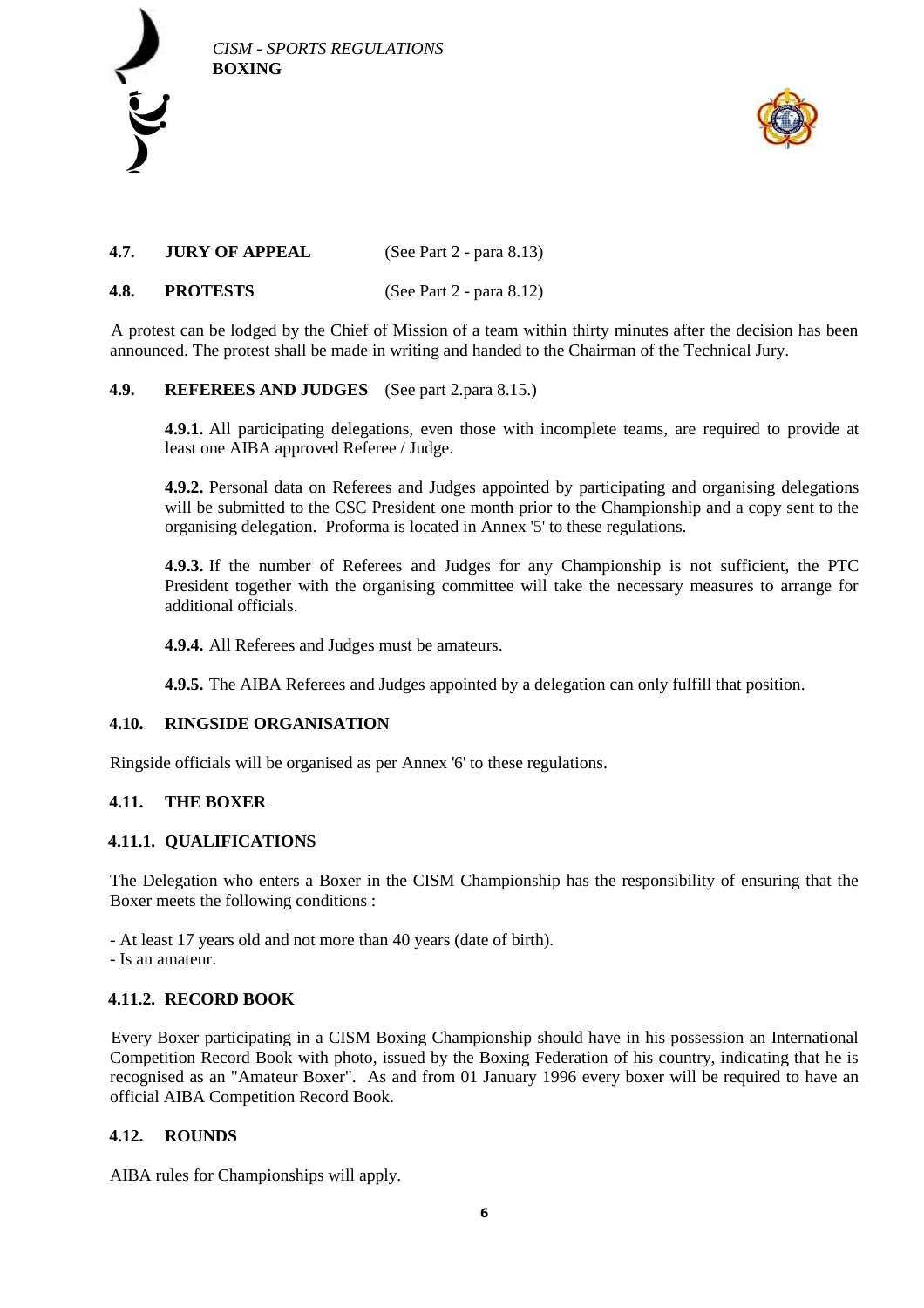**4.7. JURY OF APPEAL** (See Part 2 - para 8.13)

**4.8. PROTESTS** (See Part 2 - para 8.12)

A protest can be lodged by the Chief of Mission of a team within thirty minutes after the decision has been announced. The protest shall be made in writing and handed to the Chairman of the Technical Jury.

**4.9. REFEREES AND JUDGES** (See part 2.para 8.15.)

**4.9.1.** All participating delegations, even those with incomplete teams, are required to provide at least one AIBA approved Referee / Judge.

**4.9.2.** Personal data on Referees and Judges appointed by participating and organising delegations will be submitted to the CSC President one month prior to the Championship and a copy sent to the organising delegation. Proforma is located in Annex '5' to these regulations.

**4.9.3.** If the number of Referees and Judges for any Championship is not sufficient, the PTC President together with the organising committee will take the necessary measures to arrange for additional officials.

**4.9.4.** All Referees and Judges must be amateurs.

**4.9.5.** The AIBA Referees and Judges appointed by a delegation can only fulfill that position.

**4.10. RINGSIDE ORGANISATION**

Ringside officials will be organised as per Annex '6' to these regulations.

**4.11. THE BOXER**

**4.11.1. QUALIFICATIONS**

The Delegation who enters a Boxer in the CISM Championship has the responsibility of ensuring that the Boxer meets the following conditions :

- At least 17 years old and not more than 40 years (date of birth).
- Is an amateur.

**4.11.2. RECORD BOOK**

Every Boxer participating in a CISM Boxing Championship should have in his possession an International Competition Record Book with photo, issued by the Boxing Federation of his country, indicating that he is recognised as an "Amateur Boxer". As and from 01 January 1996 every boxer will be required to have an official AIBA Competition Record Book.

**4.12. ROUNDS**

AIBA rules for Championships will apply.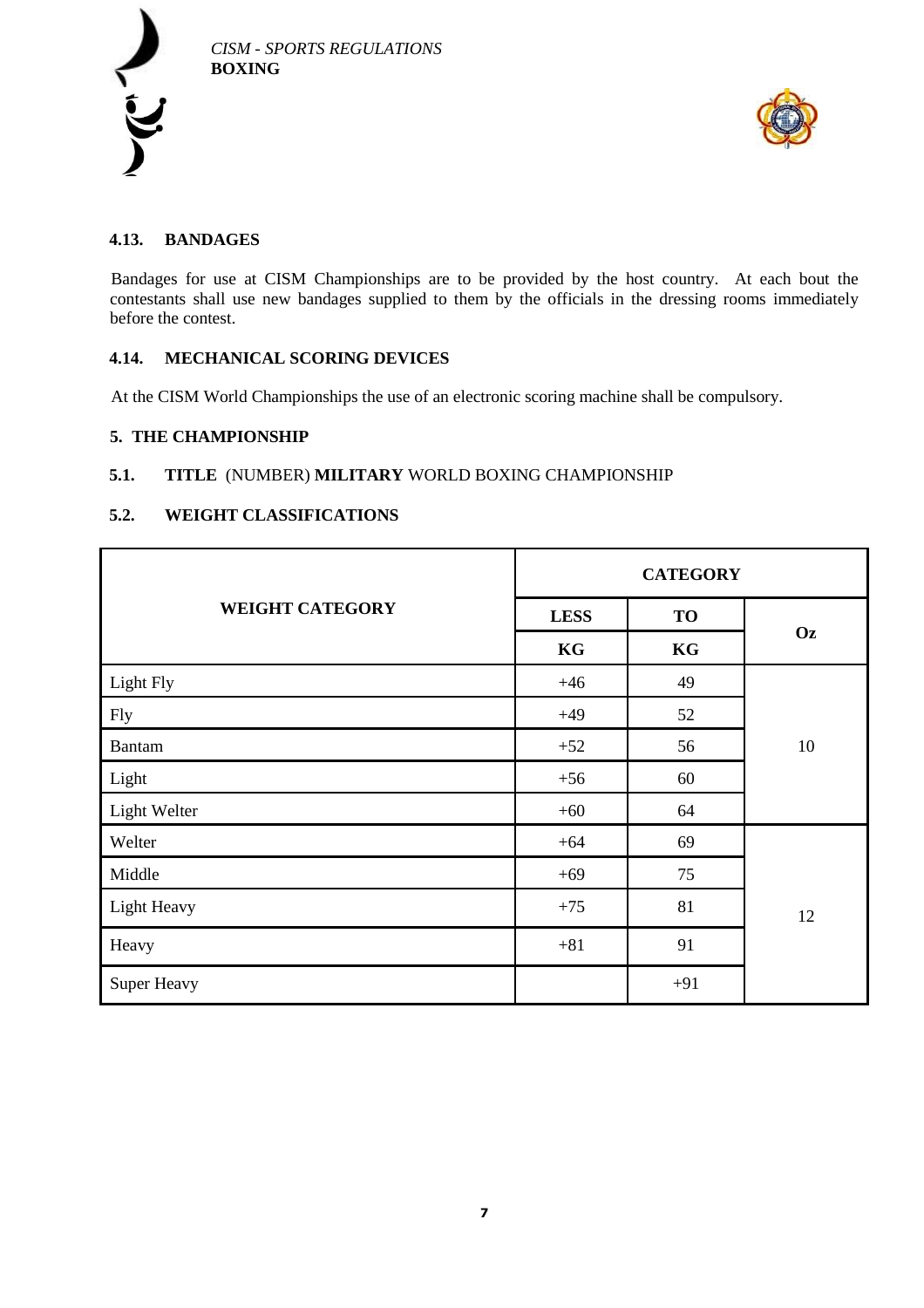### 4.13. BANDAGES

Bandages for use at CISM Championships are to be provided by the host country. At each bout the contestants shall use new bandages supplied to them by the officials in the dressing rooms immediately before the contest.

### 4.14. MECHANICAL SCORING DEVICES

At the CISM World Championships the use of an electronic scoring machine shall be compulsory.

## 5. THE CHAMPIONSHIP

### 5.1. TITLE (NUMBER) MILITARY WORLD BOXING CHAMPIONSHIP

### 5.2. WEIGHT CLASSIFICATIONS

| WEIGHT CATEGORY | CATEGORY | | |
|---|---|---|---|
| | LESS KG | TO KG | Oz |
| Light Fly | +46 | 49 | 10 |
| Fly | +49 | 52 | 10 |
| Bantam | +52 | 56 | 10 |
| Light | +56 | 60 | 10 |
| Light Welter | +60 | 64 | 10 |
| Welter | +64 | 69 | 12 |
| Middle | +69 | 75 | 12 |
| Light Heavy | +75 | 81 | 12 |
| Heavy | +81 | 91 | 12 |
| Super Heavy | | +91 | 12 |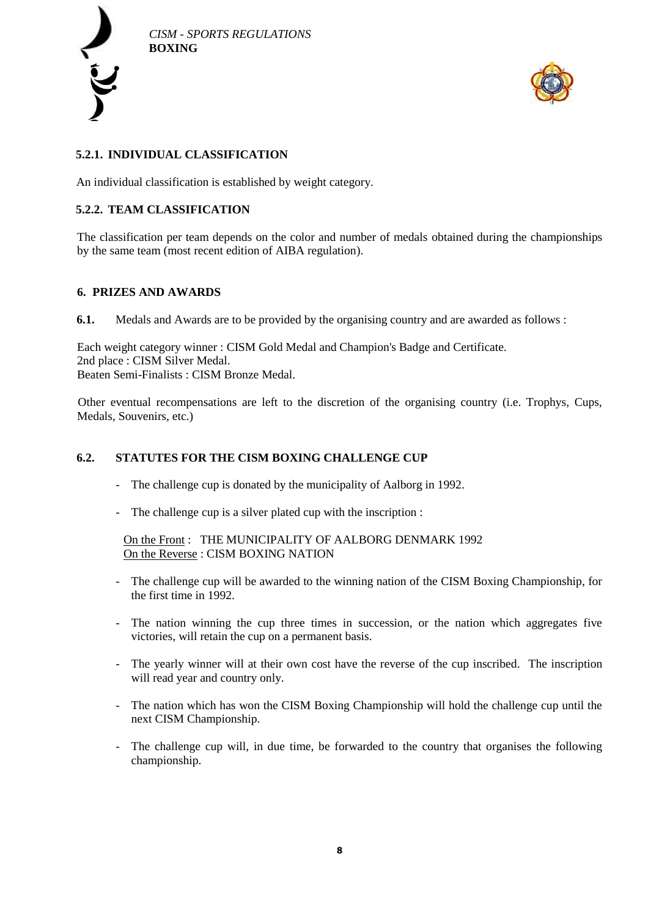### 5.2.1. INDIVIDUAL CLASSIFICATION

An individual classification is established by weight category.

### 5.2.2. TEAM CLASSIFICATION

The classification per team depends on the color and number of medals obtained during the championships by the same team (most recent edition of AIBA regulation).

## 6. PRIZES AND AWARDS

**6.1.** Medals and Awards are to be provided by the organising country and are awarded as follows :

Each weight category winner : CISM Gold Medal and Champion's Badge and Certificate.
2nd place : CISM Silver Medal.
Beaten Semi-Finalists : CISM Bronze Medal.

Other eventual recompensations are left to the discretion of the organising country (i.e. Trophys, Cups, Medals, Souvenirs, etc.)

### 6.2. STATUTES FOR THE CISM BOXING CHALLENGE CUP

- The challenge cup is donated by the municipality of Aalborg in 1992.
- The challenge cup is a silver plated cup with the inscription :

  On the Front : THE MUNICIPALITY OF AALBORG DENMARK 1992
  On the Reverse : CISM BOXING NATION

- The challenge cup will be awarded to the winning nation of the CISM Boxing Championship, for the first time in 1992.
- The nation winning the cup three times in succession, or the nation which aggregates five victories, will retain the cup on a permanent basis.
- The yearly winner will at their own cost have the reverse of the cup inscribed. The inscription will read year and country only.
- The nation which has won the CISM Boxing Championship will hold the challenge cup until the next CISM Championship.
- The challenge cup will, in due time, be forwarded to the country that organises the following championship.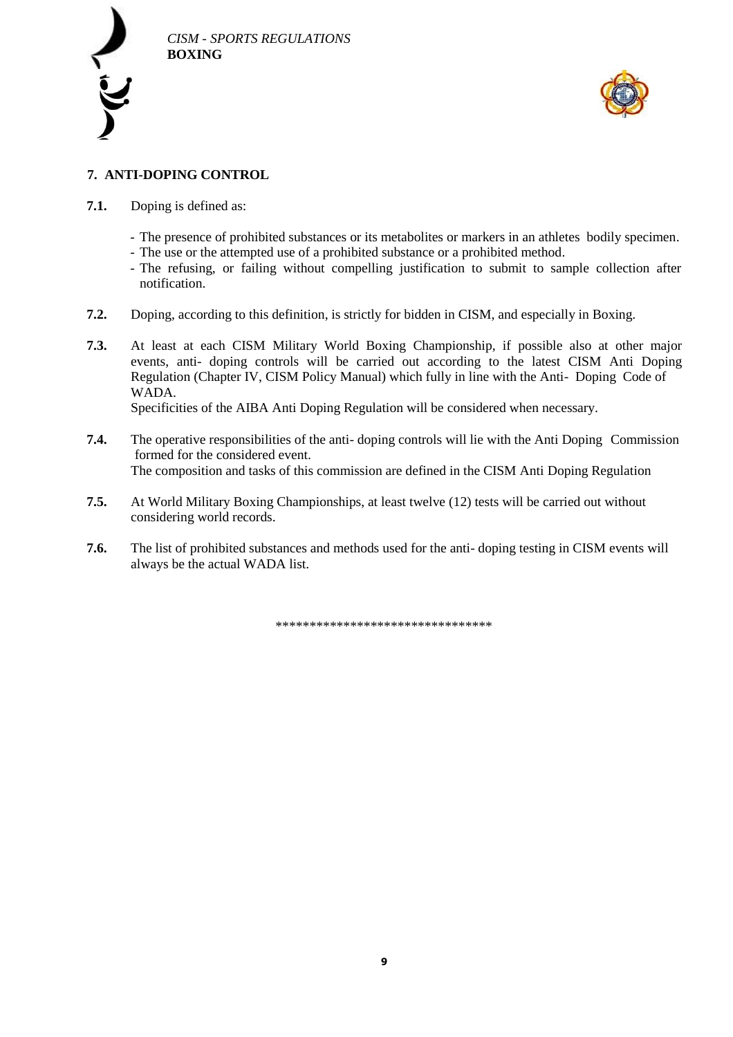## 7. ANTI-DOPING CONTROL

**7.1.** Doping is defined as:

- The presence of prohibited substances or its metabolites or markers in an athletes bodily specimen.
- The use or the attempted use of a prohibited substance or a prohibited method.
- The refusing, or failing without compelling justification to submit to sample collection after notification.

**7.2.** Doping, according to this definition, is strictly for bidden in CISM, and especially in Boxing.

**7.3.** At least at each CISM Military World Boxing Championship, if possible also at other major events, anti- doping controls will be carried out according to the latest CISM Anti Doping Regulation (Chapter IV, CISM Policy Manual) which fully in line with the Anti- Doping Code of WADA.
Specificities of the AIBA Anti Doping Regulation will be considered when necessary.

**7.4.** The operative responsibilities of the anti- doping controls will lie with the Anti Doping Commission formed for the considered event.
The composition and tasks of this commission are defined in the CISM Anti Doping Regulation

**7.5.** At World Military Boxing Championships, at least twelve (12) tests will be carried out without considering world records.

**7.6.** The list of prohibited substances and methods used for the anti- doping testing in CISM events will always be the actual WADA list.

********************************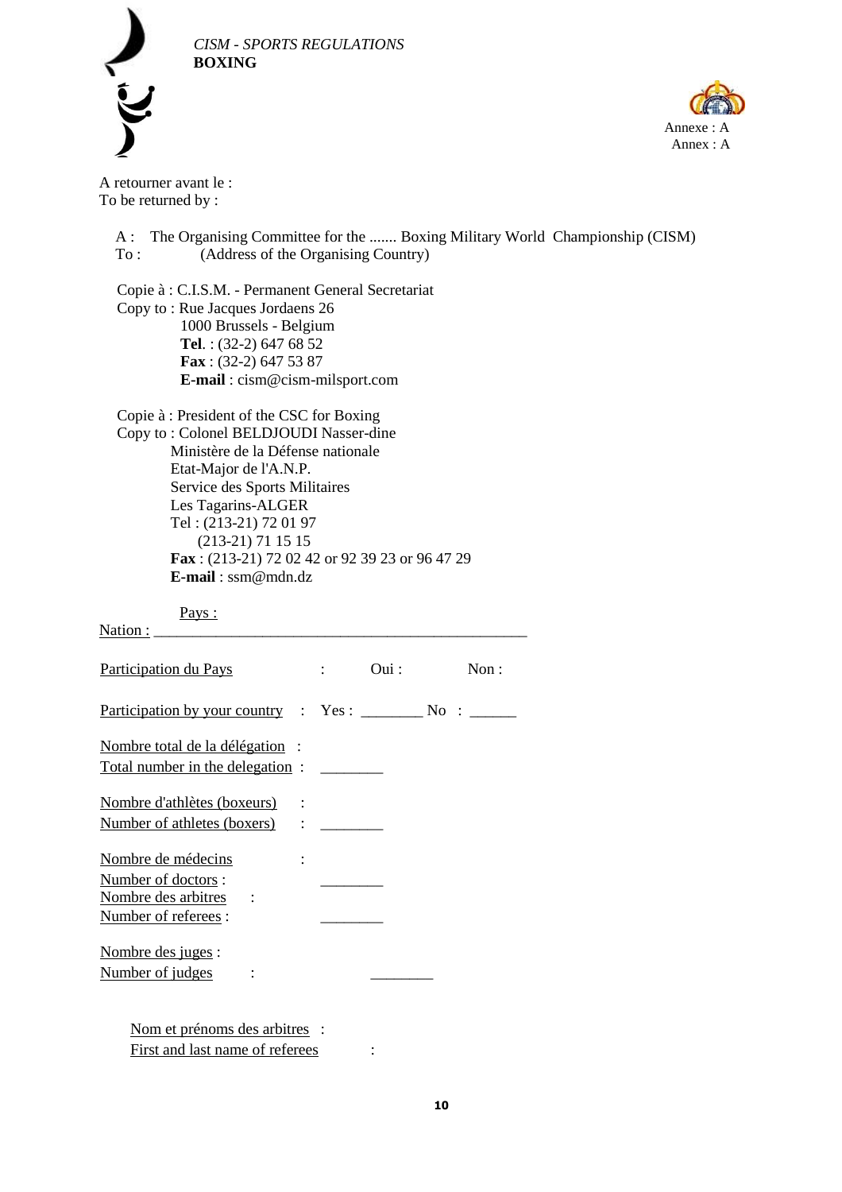*CISM - SPORTS REGULATIONS*
**BOXING**

Annexe : A
Annex : A

A retourner avant le :
To be returned by :

A : The Organising Committee for the ....... Boxing Military World Championship (CISM)
To : (Address of the Organising Country)

Copie à : C.I.S.M. - Permanent General Secretariat
Copy to : Rue Jacques Jordaens 26
1000 Brussels - Belgium
**Tel**. : (32-2) 647 68 52
**Fax** : (32-2) 647 53 87
**E-mail** : cism@cism-milsport.com

Copie à : President of the CSC for Boxing
Copy to : Colonel BELDJOUDI Nasser-dine
Ministère de la Défense nationale
Etat-Major de l'A.N.P.
Service des Sports Militaires
Les Tagarins-ALGER
Tel : (213-21) 72 01 97
(213-21) 71 15 15
**Fax** : (213-21) 72 02 42 or 92 39 23 or 96 47 29
**E-mail** : ssm@mdn.dz

Pays :
Nation : ________________________________________________

Participation du Pays : Oui : Non :

Participation by your country : Yes : ________ No : ______

Nombre total de la délégation :
Total number in the delegation : ________

Nombre d'athlètes (boxeurs) :
Number of athletes (boxers) : ________

Nombre de médecins :
Number of doctors : ________
Nombre des arbitres :
Number of referees : ________

Nombre des juges :
Number of judges : ________

Nom et prénoms des arbitres :
First and last name of referees :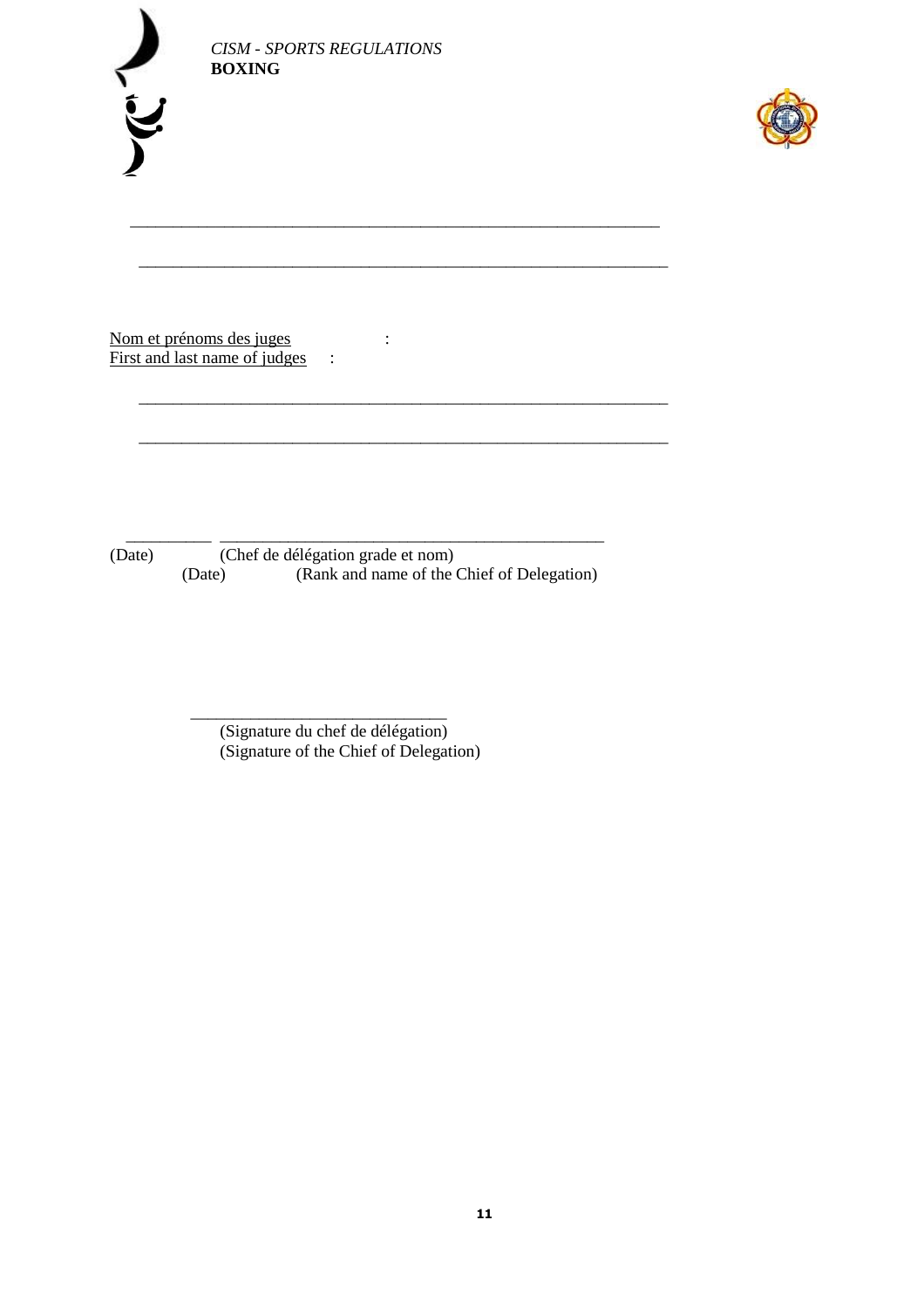\_\_\_\_\_\_\_\_\_\_\_\_\_\_\_\_\_\_\_\_\_\_\_\_\_\_\_\_\_\_\_\_\_\_\_\_\_\_\_\_\_\_\_\_\_\_\_\_\_\_\_\_\_\_\_\_\_\_\_\_\_\_

\_\_\_\_\_\_\_\_\_\_\_\_\_\_\_\_\_\_\_\_\_\_\_\_\_\_\_\_\_\_\_\_\_\_\_\_\_\_\_\_\_\_\_\_\_\_\_\_\_\_\_\_\_\_\_\_\_\_\_\_\_\_

<u>Nom et prénoms des juges</u> :
<u>First and last name of judges</u> :

\_\_\_\_\_\_\_\_\_\_\_\_\_\_\_\_\_\_\_\_\_\_\_\_\_\_\_\_\_\_\_\_\_\_\_\_\_\_\_\_\_\_\_\_\_\_\_\_\_\_\_\_\_\_\_\_\_\_\_\_\_\_

\_\_\_\_\_\_\_\_\_\_\_\_\_\_\_\_\_\_\_\_\_\_\_\_\_\_\_\_\_\_\_\_\_\_\_\_\_\_\_\_\_\_\_\_\_\_\_\_\_\_\_\_\_\_\_\_\_\_\_\_\_\_

\_\_\_\_\_\_\_\_\_\_ \_\_\_\_\_\_\_\_\_\_\_\_\_\_\_\_\_\_\_\_\_\_\_\_\_\_\_\_\_\_\_\_\_\_\_\_\_\_\_\_\_\_\_\_\_\_\_\_
(Date) (Chef de délégation grade et nom)
(Date) (Rank and name of the Chief of Delegation)

\_\_\_\_\_\_\_\_\_\_\_\_\_\_\_\_\_\_\_\_\_\_\_\_\_\_\_\_\_\_\_
(Signature du chef de délégation)
(Signature of the Chief of Delegation)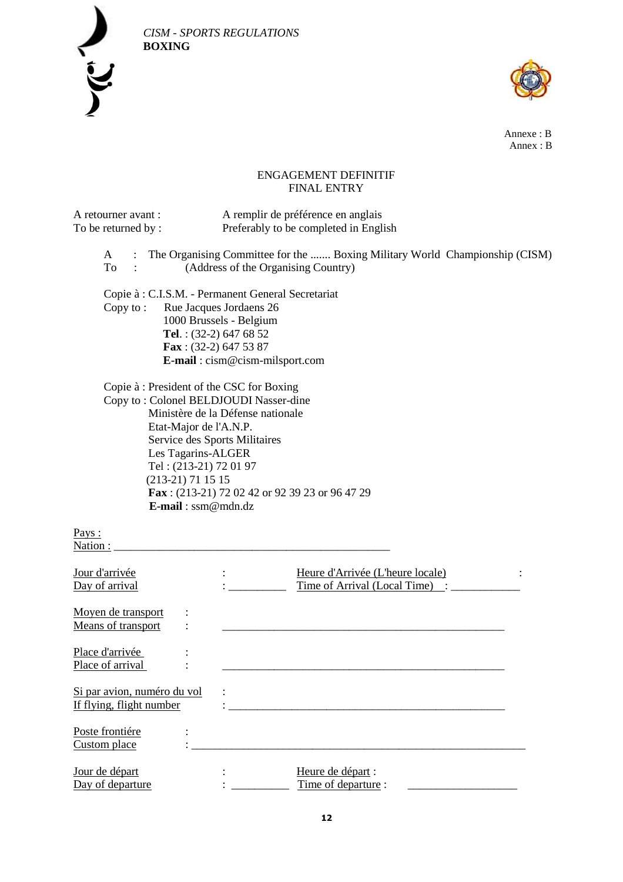Annexe : B
Annex : B

## ENGAGEMENT DEFINITIF
## FINAL ENTRY

A retourner avant :
To be returned by :

A remplir de préférence en anglais
Preferably to be completed in English

A : The Organising Committee for the ....... Boxing Military World Championship (CISM)
To : (Address of the Organising Country)

Copie à : C.I.S.M. - Permanent General Secretariat
Copy to : Rue Jacques Jordaens 26
1000 Brussels - Belgium
**Tel**. : (32-2) 647 68 52
**Fax** : (32-2) 647 53 87
**E-mail** : cism@cism-milsport.com

Copie à : President of the CSC for Boxing
Copy to : Colonel BELDJOUDI Nasser-dine
Ministère de la Défense nationale
Etat-Major de l'A.N.P.
Service des Sports Militaires
Les Tagarins-ALGER
Tel : (213-21) 72 01 97
(213-21) 71 15 15
**Fax** : (213-21) 72 02 42 or 92 39 23 or 96 47 29
**E-mail** : ssm@mdn.dz

Pays :
Nation : ________________________________________________

Jour d'arrivée :
Day of arrival : __________

Heure d'Arrivée (L'heure locale) :
Time of Arrival (Local Time) : ____________

Moyen de transport :
Means of transport : ________________________________________________

Place d'arrivée :
Place of arrival : ________________________________________________

Si par avion, numéro du vol :
If flying, flight number : ________________________________________________

Poste frontiére :
Custom place : ________________________________________________

Jour de départ :
Day of departure : __________

Heure de départ :
Time of departure : ___________________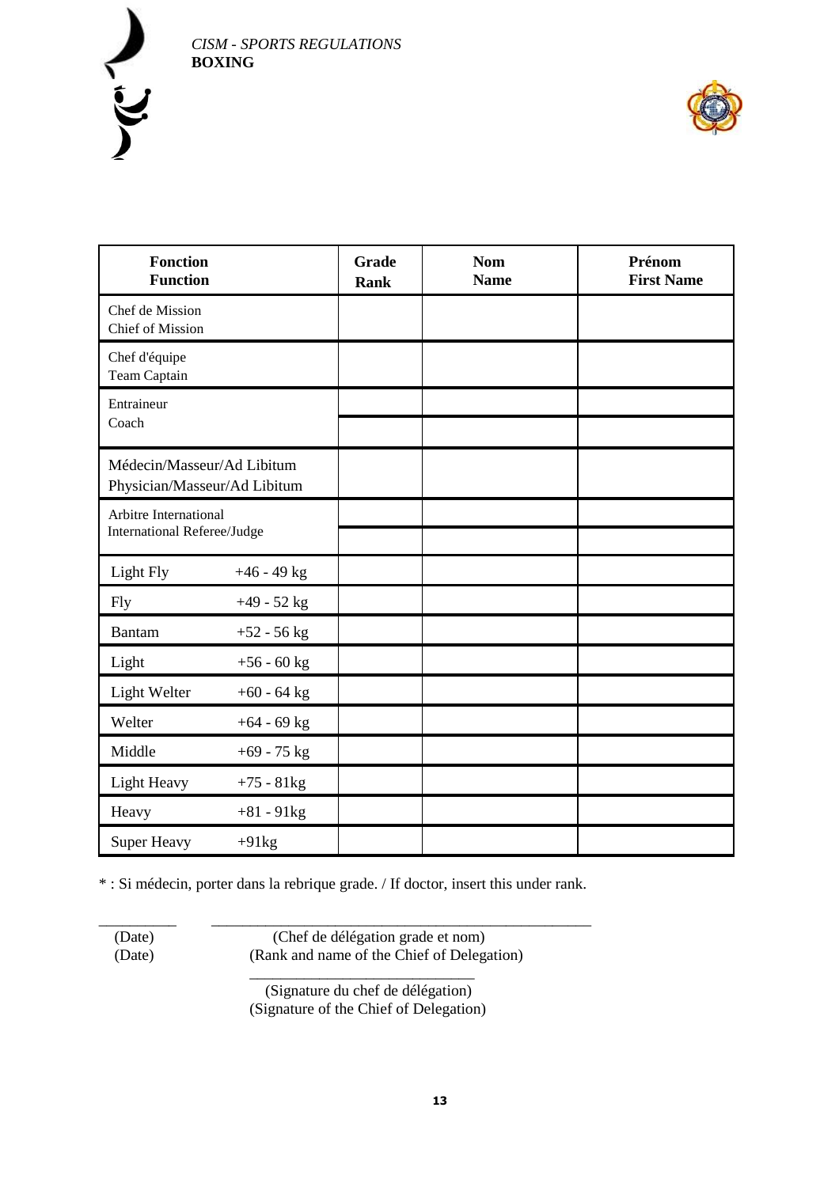| Fonction<br>Function | | Grade<br>Rank | Nom<br>Name | Prénom<br>First Name |
|---|---|---|---|---|
| Chef de Mission<br>Chief of Mission | | | | |
| Chef d'équipe<br>Team Captain | | | | |
| Entraineur<br>Coach | | | | |
| | | | | |
| Médecin/Masseur/Ad Libitum<br>Physician/Masseur/Ad Libitum | | | | |
| Arbitre International<br>International Referee/Judge | | | | |
| | | | | |
| Light Fly | +46 - 49 kg | | | |
| Fly | +49 - 52 kg | | | |
| Bantam | +52 - 56 kg | | | |
| Light | +56 - 60 kg | | | |
| Light Welter | +60 - 64 kg | | | |
| Welter | +64 - 69 kg | | | |
| Middle | +69 - 75 kg | | | |
| Light Heavy | +75 - 81kg | | | |
| Heavy | +81 - 91kg | | | |
| Super Heavy | +91kg | | | |

* : Si médecin, porter dans la rebrique grade. / If doctor, insert this under rank.

__________ ________________________________________________

(Date) (Chef de délégation grade et nom)
(Date) (Rank and name of the Chief of Delegation)

______________________________

(Signature du chef de délégation)
(Signature of the Chief of Delegation)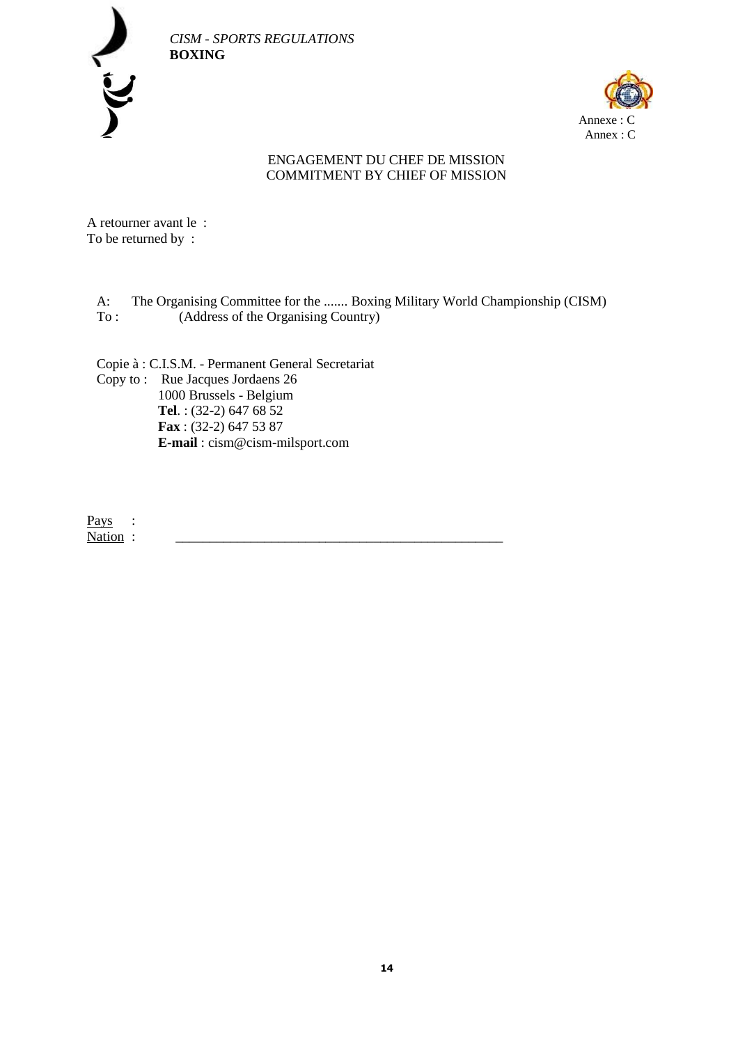*CISM - SPORTS REGULATIONS*
**BOXING**

Annexe : C
Annex : C

ENGAGEMENT DU CHEF DE MISSION
COMMITMENT BY CHIEF OF MISSION

A retourner avant le :
To be returned by :

A: The Organising Committee for the ....... Boxing Military World Championship (CISM)
To : (Address of the Organising Country)

Copie à : C.I.S.M. - Permanent General Secretariat
Copy to : Rue Jacques Jordaens 26
1000 Brussels - Belgium
**Tel**. : (32-2) 647 68 52
**Fax** : (32-2) 647 53 87
**E-mail** : cism@cism-milsport.com

Pays :
Nation : ________________________________________________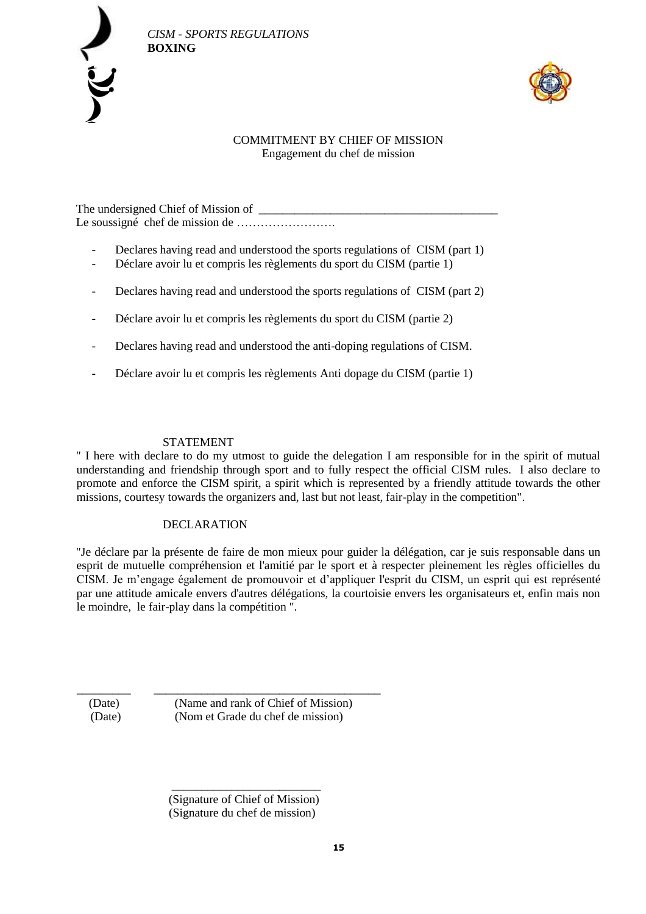## COMMITMENT BY CHIEF OF MISSION
Engagement du chef de mission

The undersigned Chief of Mission of ________________________________________
Le soussigné chef de mission de …………………….

- Declares having read and understood the sports regulations of CISM (part 1)
- Déclare avoir lu et compris les règlements du sport du CISM (partie 1)
- Declares having read and understood the sports regulations of CISM (part 2)
- Déclare avoir lu et compris les règlements du sport du CISM (partie 2)
- Declares having read and understood the anti-doping regulations of CISM.
- Déclare avoir lu et compris les règlements Anti dopage du CISM (partie 1)

### STATEMENT

" I here with declare to do my utmost to guide the delegation I am responsible for in the spirit of mutual understanding and friendship through sport and to fully respect the official CISM rules. I also declare to promote and enforce the CISM spirit, a spirit which is represented by a friendly attitude towards the other missions, courtesy towards the organizers and, last but not least, fair-play in the competition".

### DECLARATION

"Je déclare par la présente de faire de mon mieux pour guider la délégation, car je suis responsable dans un esprit de mutuelle compréhension et l'amitié par le sport et à respecter pleinement les règles officielles du CISM. Je m'engage également de promouvoir et d'appliquer l'esprit du CISM, un esprit qui est représenté par une attitude amicale envers d'autres délégations, la courtoisie envers les organisateurs et, enfin mais non le moindre, le fair-play dans la compétition ".

_________ ________________________________________
(Date) (Name and rank of Chief of Mission)
(Date) (Nom et Grade du chef de mission)

_________________________
(Signature of Chief of Mission)
(Signature du chef de mission)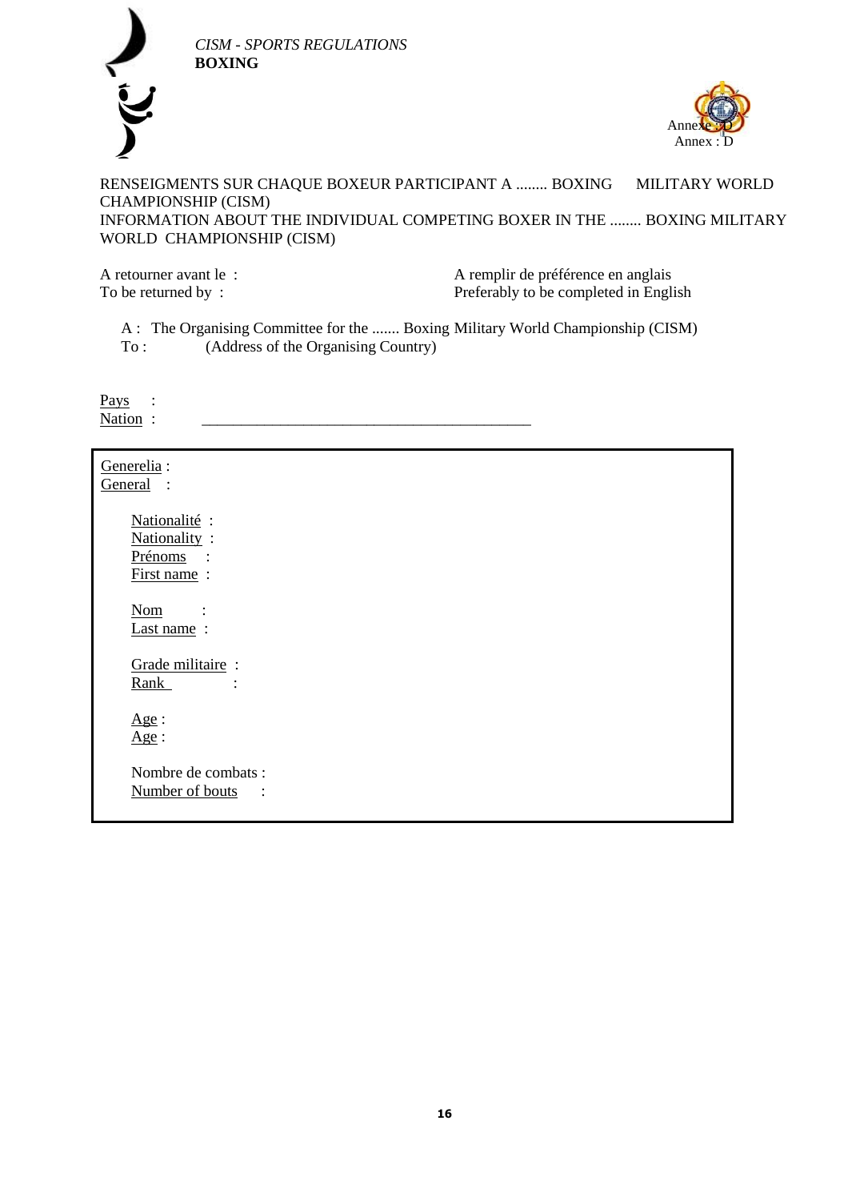Annexe : D
Annex : D

RENSEIGMENTS SUR CHAQUE BOXEUR PARTICIPANT A ........ BOXING MILITARY WORLD CHAMPIONSHIP (CISM)
INFORMATION ABOUT THE INDIVIDUAL COMPETING BOXER IN THE ........ BOXING MILITARY WORLD CHAMPIONSHIP (CISM)

A retourner avant le :
To be returned by :

A remplir de préférence en anglais
Preferably to be completed in English

A : The Organising Committee for the ....... Boxing Military World Championship (CISM)
To : (Address of the Organising Country)

Pays :
Nation : ___________________________________________

Generelia :
General :

Nationalité :
Nationality :
Prénoms :
First name :

Nom :
Last name :

Grade militaire :
Rank :

Age :
Age :

Nombre de combats :
Number of bouts :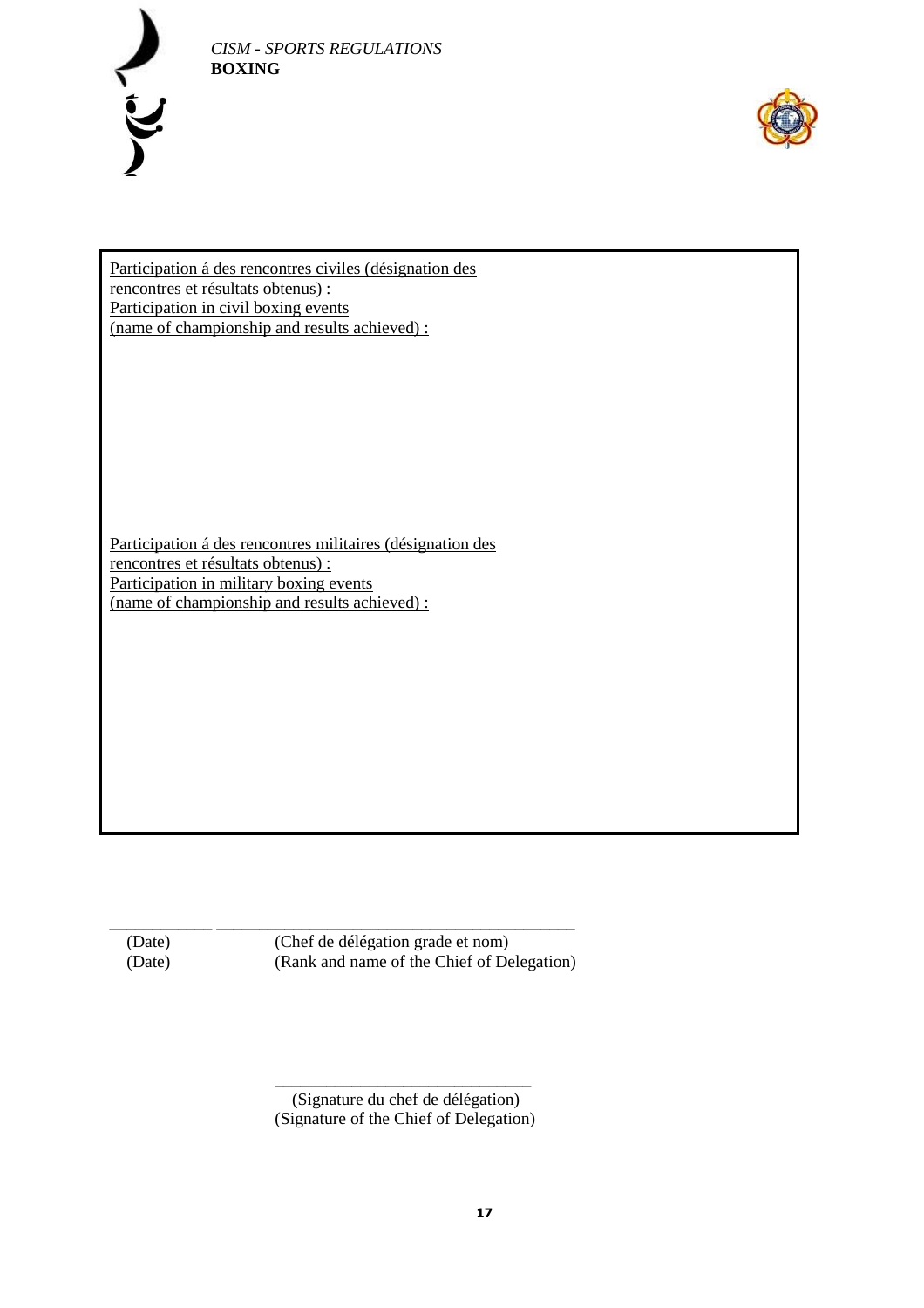Participation á des rencontres civiles (désignation des rencontres et résultats obtenus) :
Participation in civil boxing events
(name of championship and results achieved) :

Participation á des rencontres militaires (désignation des rencontres et résultats obtenus) :
Participation in military boxing events
(name of championship and results achieved) :

\_\_\_\_\_\_\_\_\_\_\_\_ \_\_\_\_\_\_\_\_\_\_\_\_\_\_\_\_\_\_\_\_\_\_\_\_\_\_\_\_\_\_\_\_\_\_\_\_\_\_\_\_\_\_

(Date) (Chef de délégation grade et nom)
(Date) (Rank and name of the Chief of Delegation)

\_\_\_\_\_\_\_\_\_\_\_\_\_\_\_\_\_\_\_\_\_\_\_\_\_\_\_\_\_\_

(Signature du chef de délégation)
(Signature of the Chief of Delegation)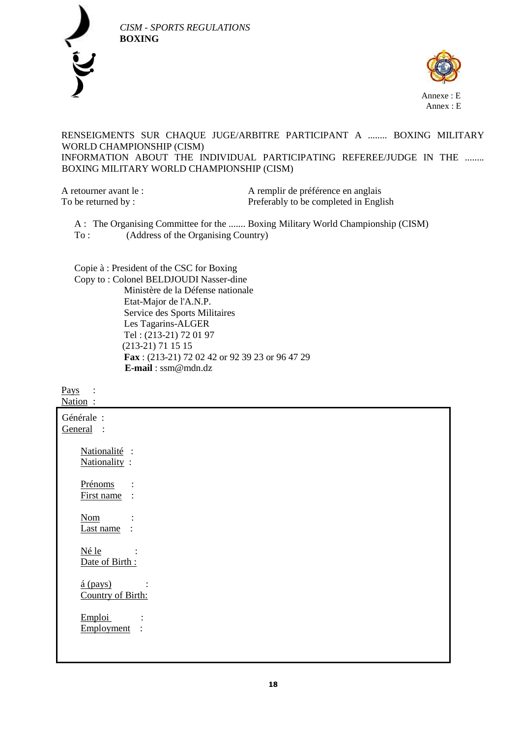*CISM - SPORTS REGULATIONS*
**BOXING**

Annexe : E
Annex : E

RENSEIGMENTS SUR CHAQUE JUGE/ARBITRE PARTICIPANT A ........ BOXING MILITARY WORLD CHAMPIONSHIP (CISM)
INFORMATION ABOUT THE INDIVIDUAL PARTICIPATING REFEREE/JUDGE IN THE ........ BOXING MILITARY WORLD CHAMPIONSHIP (CISM)

A retourner avant le :
To be returned by :

A remplir de préférence en anglais
Preferably to be completed in English

A : The Organising Committee for the ....... Boxing Military World Championship (CISM)
To : (Address of the Organising Country)

Copie à : President of the CSC for Boxing
Copy to : Colonel BELDJOUDI Nasser-dine
Ministère de la Défense nationale
Etat-Major de l'A.N.P.
Service des Sports Militaires
Les Tagarins-ALGER
Tel : (213-21) 72 01 97
(213-21) 71 15 15
**Fax** : (213-21) 72 02 42 or 92 39 23 or 96 47 29
**E-mail** : ssm@mdn.dz

Pays :
Nation :

Générale :
General :

Nationalité :
Nationality :

Prénoms :
First name :

Nom :
Last name :

Né le :
Date of Birth :

á (pays) :
Country of Birth:

Emploi :
Employment :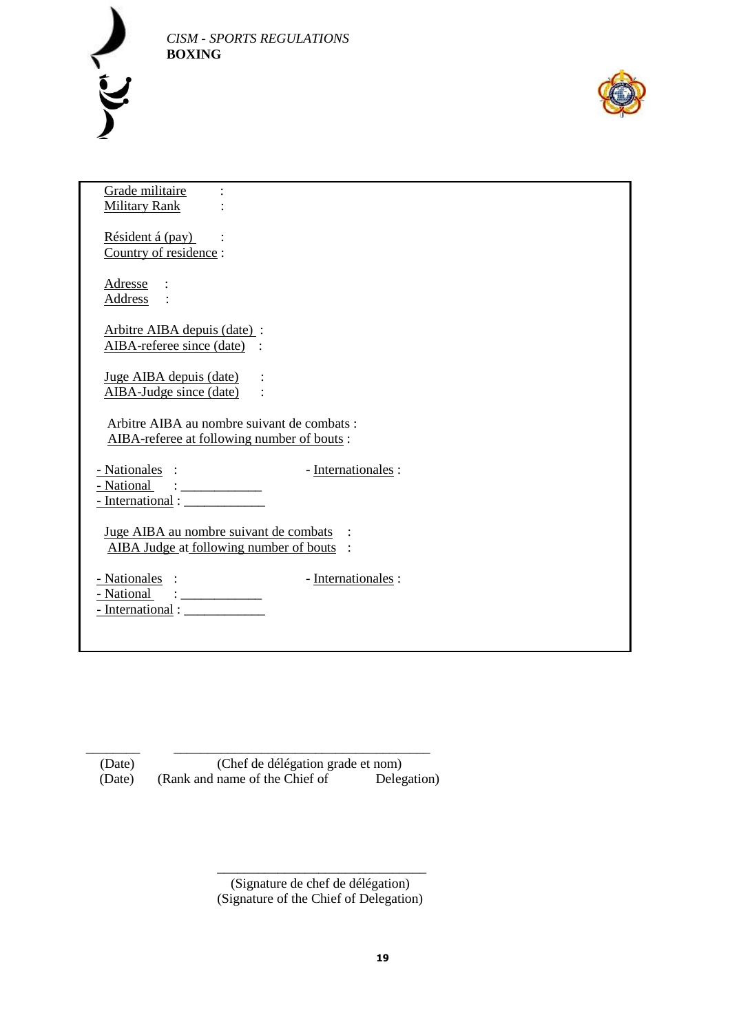Grade militaire :
Military Rank :

Résident á (pay) :
Country of residence :

Adresse :
Address :

Arbitre AIBA depuis (date) :
AIBA-referee since (date) :

Juge AIBA depuis (date) :
AIBA-Judge since (date) :

Arbitre AIBA au nombre suivant de combats :
AIBA-referee at following number of bouts :

- Nationales : - Internationales :
- National : ____________
- International : ____________

Juge AIBA au nombre suivant de combats :
AIBA Judge at following number of bouts :

- Nationales : - Internationales :
- National : ____________
- International : ____________

________ ______________________________________
(Date) (Chef de délégation grade et nom)
(Date) (Rank and name of the Chief of Delegation)

________________________________
(Signature de chef de délégation)
(Signature of the Chief of Delegation)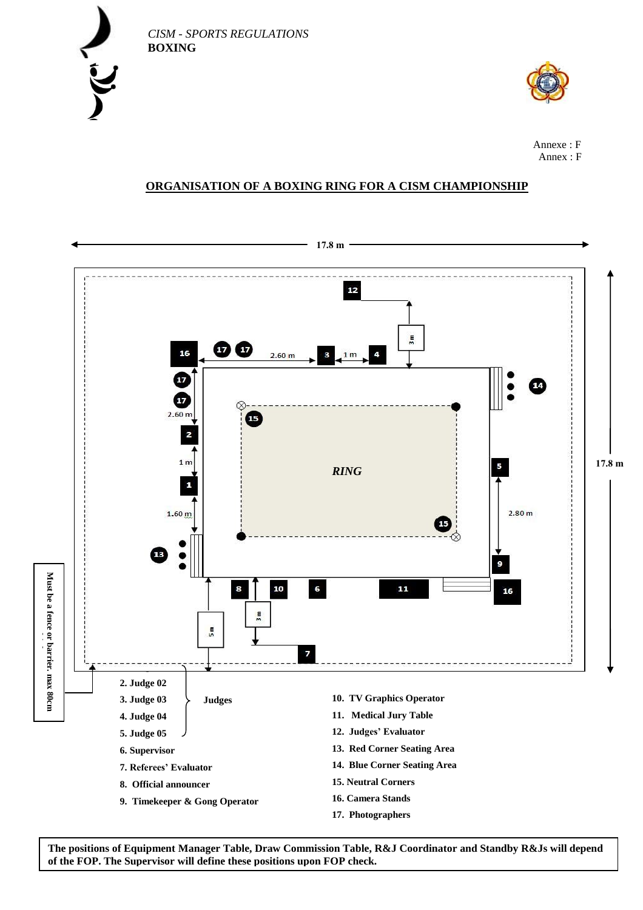Annexe : F
Annex : F

## ORGANISATION OF A BOXING RING FOR A CISM CHAMPIONSHIP

17.8 m

17.8 m

RING

2.60 m

1 m

3 m

2.60 m

1 m

1.60 m

2.80 m

5 m

3 m

Must be a fence or barrier. max 80cm

2. Judge 02
3. Judge 03
4. Judge 04
5. Judge 05

Judges

6. Supervisor
7. Referees' Evaluator
8. Official announcer
9. Timekeeper & Gong Operator
10. TV Graphics Operator
11. Medical Jury Table
12. Judges' Evaluator
13. Red Corner Seating Area
14. Blue Corner Seating Area
15. Neutral Corners
16. Camera Stands
17. Photographers

**The positions of Equipment Manager Table, Draw Commission Table, R&J Coordinator and Standby R&Js will depend of the FOP. The Supervisor will define these positions upon FOP check.**